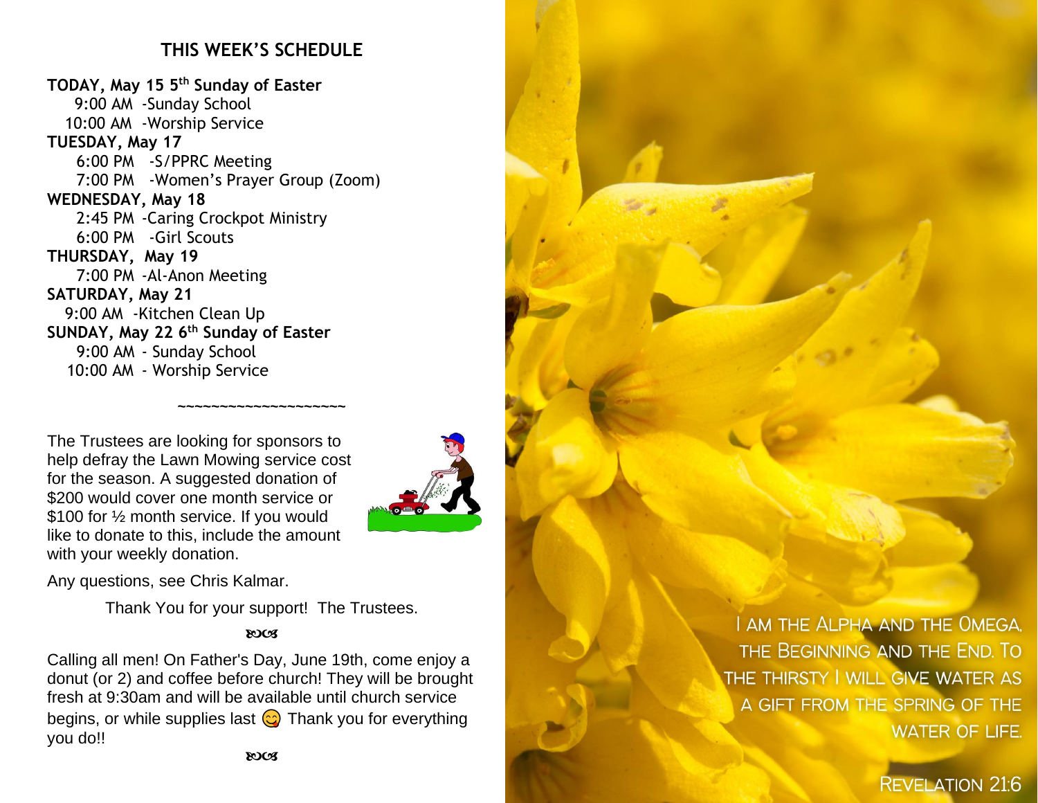## THIS WEEK'S SCHEDULE

**TODAY, May 15 5th Sunday of Easter**
9:00 AM -Sunday School
10:00 AM -Worship Service

**TUESDAY, May 17**
6:00 PM -S/PPRC Meeting
7:00 PM -Women's Prayer Group (Zoom)

**WEDNESDAY, May 18**
2:45 PM -Caring Crockpot Ministry
6:00 PM -Girl Scouts

**THURSDAY, May 19**
7:00 PM -Al-Anon Meeting

**SATURDAY, May 21**
9:00 AM -Kitchen Clean Up

**SUNDAY, May 22 6th Sunday of Easter**
9:00 AM - Sunday School
10:00 AM - Worship Service

~~~~~~~~~~~~~~~~~~~~~

The Trustees are looking for sponsors to help defray the Lawn Mowing service cost for the season. A suggested donation of $200 would cover one month service or $100 for ½ month service. If you would like to donate to this, include the amount with your weekly donation.

Any questions, see Chris Kalmar.

Thank You for your support! The Trustees.

Calling all men! On Father's Day, June 19th, come enjoy a donut (or 2) and coffee before church! They will be brought fresh at 9:30am and will be available until church service begins, or while supplies last 😋 Thank you for everything you do!!

I AM THE ALPHA AND THE OMEGA, THE BEGINNING AND THE END. TO THE THIRSTY I WILL GIVE WATER AS A GIFT FROM THE SPRING OF THE WATER OF LIFE.

REVELATION 21:6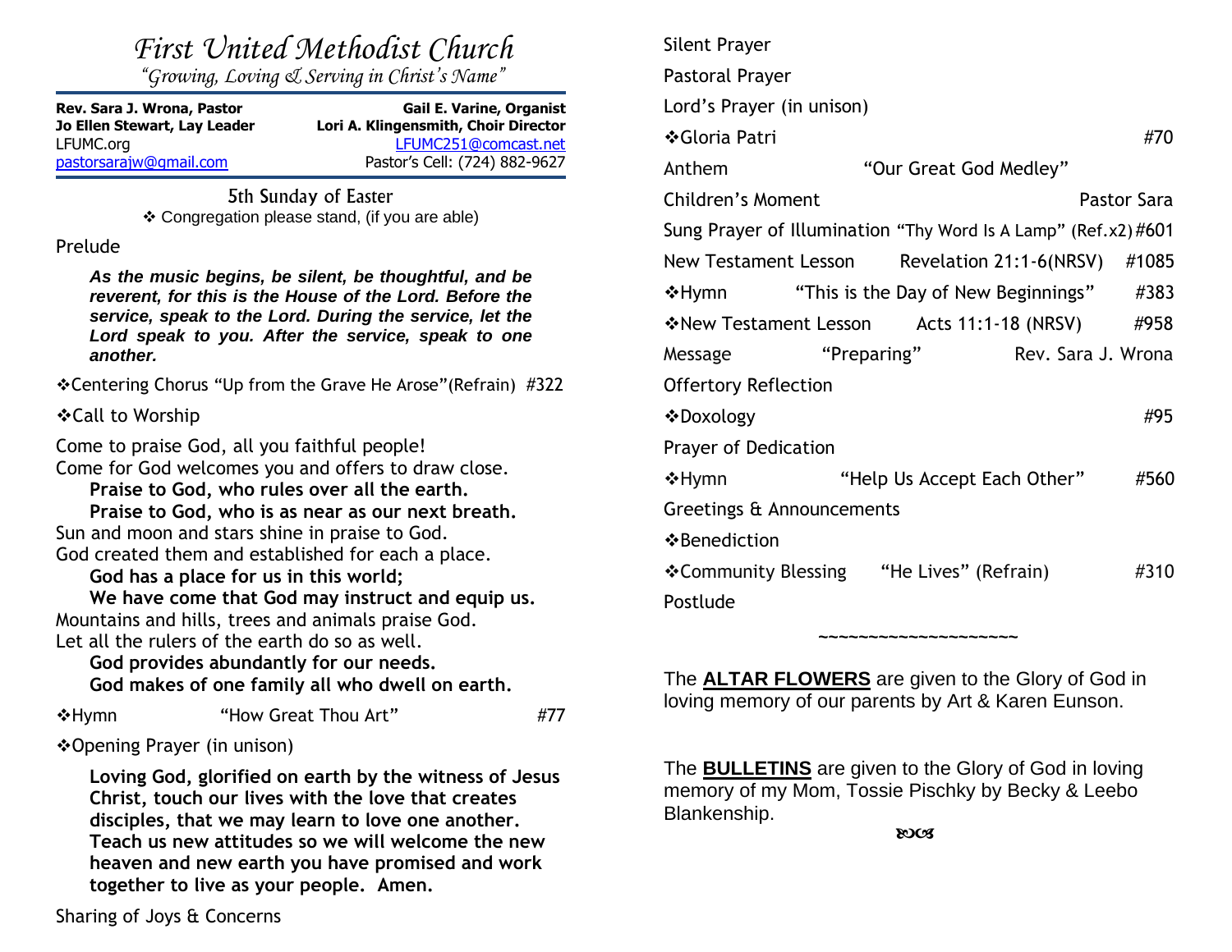# *First United Methodist Church*

*"Growing, Loving & Serving in Christ's Name"*

| | |
|---|---|
| **Rev. Sara J. Wrona, Pastor** | **Gail E. Varine, Organist** |
| **Jo Ellen Stewart, Lay Leader** | **Lori A. Klingensmith, Choir Director** |
| LFUMC.org | LFUMC251@comcast.net |
| pastorsarajw@gmail.com | Pastor's Cell: (724) 882-9627 |

## 5th Sunday of Easter

❖ Congregation please stand, (if you are able)

Prelude

***As the music begins, be silent, be thoughtful, and be reverent, for this is the House of the Lord. Before the service, speak to the Lord. During the service, let the Lord speak to you. After the service, speak to one another.***

❖Centering Chorus "Up from the Grave He Arose"(Refrain) #322

❖Call to Worship

Come to praise God, all you faithful people!
Come for God welcomes you and offers to draw close.
**Praise to God, who rules over all the earth.**
**Praise to God, who is as near as our next breath.**
Sun and moon and stars shine in praise to God.
God created them and established for each a place.
**God has a place for us in this world;**
**We have come that God may instruct and equip us.**
Mountains and hills, trees and animals praise God.
Let all the rulers of the earth do so as well.
**God provides abundantly for our needs.**
**God makes of one family all who dwell on earth.**

❖Hymn "How Great Thou Art" #77

❖Opening Prayer (in unison)

**Loving God, glorified on earth by the witness of Jesus Christ, touch our lives with the love that creates disciples, that we may learn to love one another. Teach us new attitudes so we will welcome the new heaven and new earth you have promised and work together to live as your people. Amen.**

Sharing of Joys & Concerns

Silent Prayer

Pastoral Prayer

Lord's Prayer (in unison)

❖Gloria Patri #70

Anthem "Our Great God Medley"

Children's Moment Pastor Sara

Sung Prayer of Illumination "Thy Word Is A Lamp" (Ref.x2) #601

New Testament Lesson Revelation 21:1-6(NRSV) #1085

❖Hymn "This is the Day of New Beginnings" #383

❖New Testament Lesson Acts 11:1-18 (NRSV) #958

Message "Preparing" Rev. Sara J. Wrona

Offertory Reflection

❖Doxology #95

Prayer of Dedication

❖Hymn "Help Us Accept Each Other" #560

Greetings & Announcements

❖Benediction

❖Community Blessing "He Lives" (Refrain) #310

Postlude

~~~~~~~~~~~~~~~~~~~~

The **ALTAR FLOWERS** are given to the Glory of God in loving memory of our parents by Art & Karen Eunson.

The **BULLETINS** are given to the Glory of God in loving memory of my Mom, Tossie Pischky by Becky & Leebo Blankenship.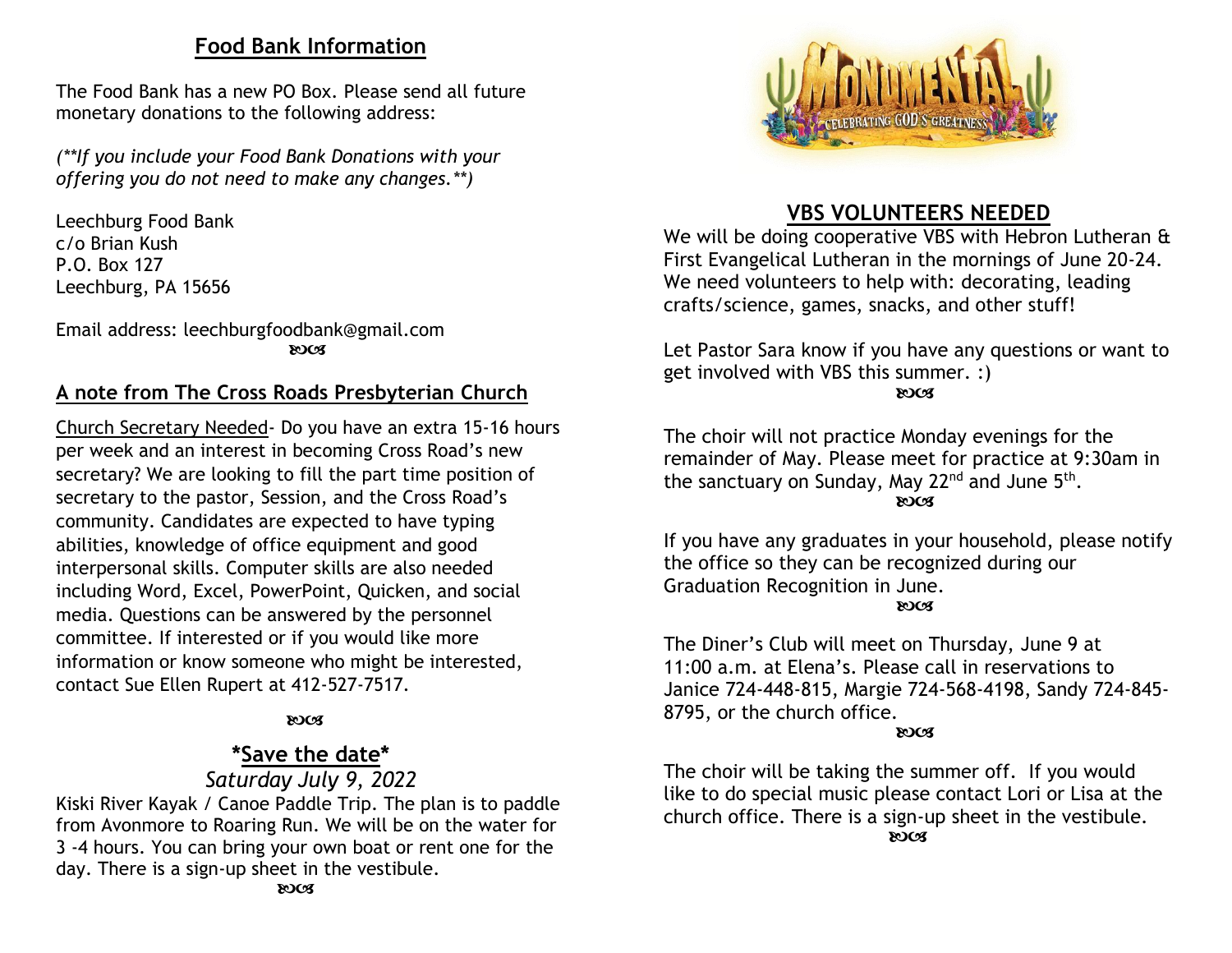## Food Bank Information

The Food Bank has a new PO Box. Please send all future monetary donations to the following address:

*(**If you include your Food Bank Donations with your offering you do not need to make any changes.**)*

Leechburg Food Bank
c/o Brian Kush
P.O. Box 127
Leechburg, PA 15656

Email address: leechburgfoodbank@gmail.com

## A note from The Cross Roads Presbyterian Church

Church Secretary Needed- Do you have an extra 15-16 hours per week and an interest in becoming Cross Road's new secretary? We are looking to fill the part time position of secretary to the pastor, Session, and the Cross Road's community. Candidates are expected to have typing abilities, knowledge of office equipment and good interpersonal skills. Computer skills are also needed including Word, Excel, PowerPoint, Quicken, and social media. Questions can be answered by the personnel committee. If interested or if you would like more information or know someone who might be interested, contact Sue Ellen Rupert at 412-527-7517.

## *Save the date*

*Saturday July 9, 2022*

Kiski River Kayak / Canoe Paddle Trip. The plan is to paddle from Avonmore to Roaring Run. We will be on the water for 3 -4 hours. You can bring your own boat or rent one for the day. There is a sign-up sheet in the vestibule.

## VBS VOLUNTEERS NEEDED

We will be doing cooperative VBS with Hebron Lutheran & First Evangelical Lutheran in the mornings of June 20-24. We need volunteers to help with: decorating, leading crafts/science, games, snacks, and other stuff!

Let Pastor Sara know if you have any questions or want to get involved with VBS this summer. :)

The choir will not practice Monday evenings for the remainder of May. Please meet for practice at 9:30am in the sanctuary on Sunday, May 22nd and June 5th.

If you have any graduates in your household, please notify the office so they can be recognized during our Graduation Recognition in June.

The Diner's Club will meet on Thursday, June 9 at 11:00 a.m. at Elena's. Please call in reservations to Janice 724-448-815, Margie 724-568-4198, Sandy 724-845-8795, or the church office.

The choir will be taking the summer off. If you would like to do special music please contact Lori or Lisa at the church office. There is a sign-up sheet in the vestibule.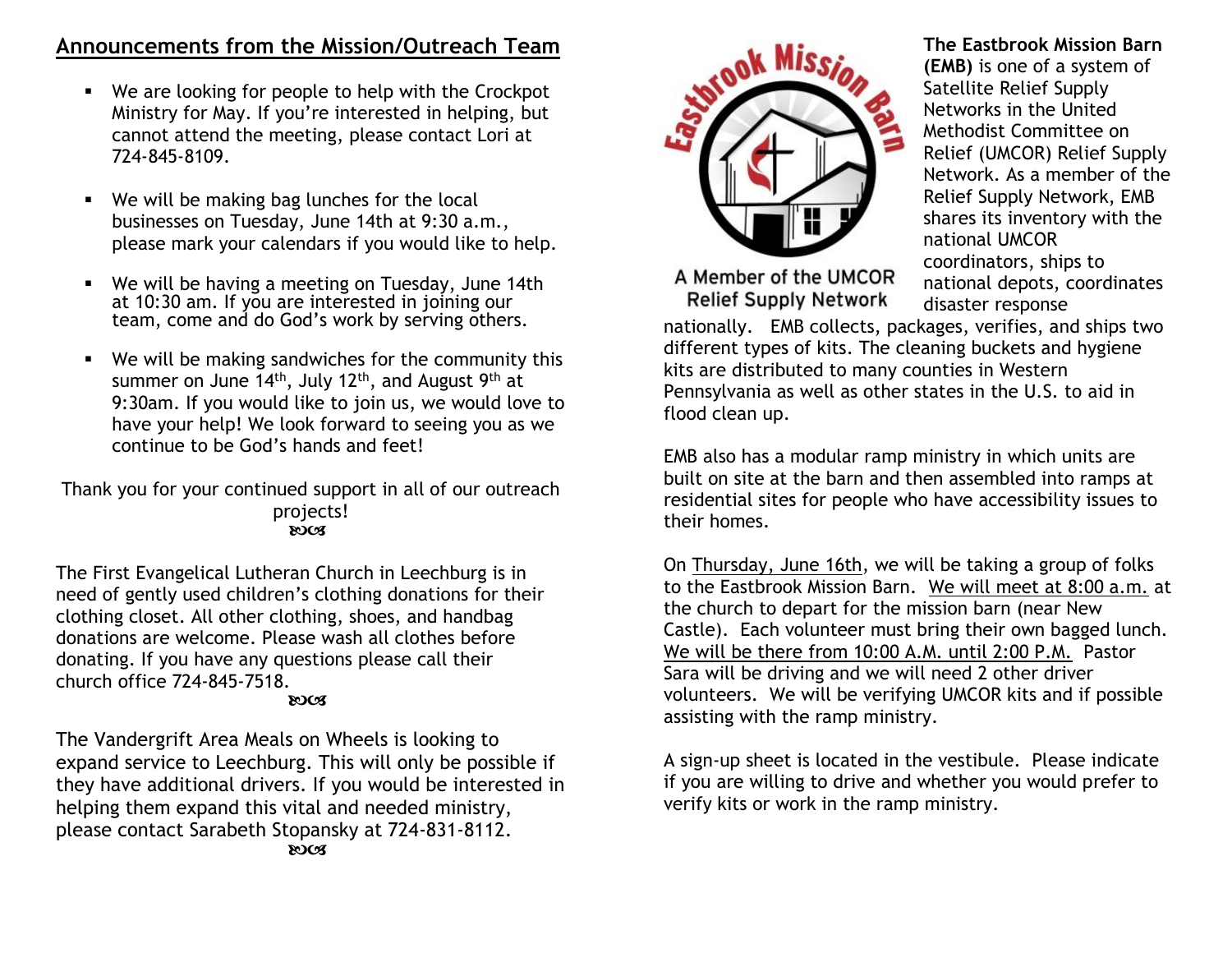## Announcements from the Mission/Outreach Team

- We are looking for people to help with the Crockpot Ministry for May. If you're interested in helping, but cannot attend the meeting, please contact Lori at 724-845-8109.

- We will be making bag lunches for the local businesses on Tuesday, June 14th at 9:30 a.m., please mark your calendars if you would like to help.

- We will be having a meeting on Tuesday, June 14th at 10:30 am. If you are interested in joining our team, come and do God's work by serving others.

- We will be making sandwiches for the community this summer on June 14th, July 12th, and August 9th at 9:30am. If you would like to join us, we would love to have your help! We look forward to seeing you as we continue to be God's hands and feet!

Thank you for your continued support in all of our outreach projects!

ഇ൬

The First Evangelical Lutheran Church in Leechburg is in need of gently used children's clothing donations for their clothing closet. All other clothing, shoes, and handbag donations are welcome. Please wash all clothes before donating. If you have any questions please call their church office 724-845-7518.

ഇ൬

The Vandergrift Area Meals on Wheels is looking to expand service to Leechburg. This will only be possible if they have additional drivers. If you would be interested in helping them expand this vital and needed ministry, please contact Sarabeth Stopansky at 724-831-8112.

ഇ൬

Eastbrook Mission Barn

A Member of the UMCOR Relief Supply Network

**The Eastbrook Mission Barn (EMB)** is one of a system of Satellite Relief Supply Networks in the United Methodist Committee on Relief (UMCOR) Relief Supply Network. As a member of the Relief Supply Network, EMB shares its inventory with the national UMCOR coordinators, ships to national depots, coordinates disaster response nationally. EMB collects, packages, verifies, and ships two different types of kits. The cleaning buckets and hygiene kits are distributed to many counties in Western Pennsylvania as well as other states in the U.S. to aid in flood clean up.

EMB also has a modular ramp ministry in which units are built on site at the barn and then assembled into ramps at residential sites for people who have accessibility issues to their homes.

On Thursday, June 16th, we will be taking a group of folks to the Eastbrook Mission Barn. We will meet at 8:00 a.m. at the church to depart for the mission barn (near New Castle). Each volunteer must bring their own bagged lunch. We will be there from 10:00 A.M. until 2:00 P.M. Pastor Sara will be driving and we will need 2 other driver volunteers. We will be verifying UMCOR kits and if possible assisting with the ramp ministry.

A sign-up sheet is located in the vestibule. Please indicate if you are willing to drive and whether you would prefer to verify kits or work in the ramp ministry.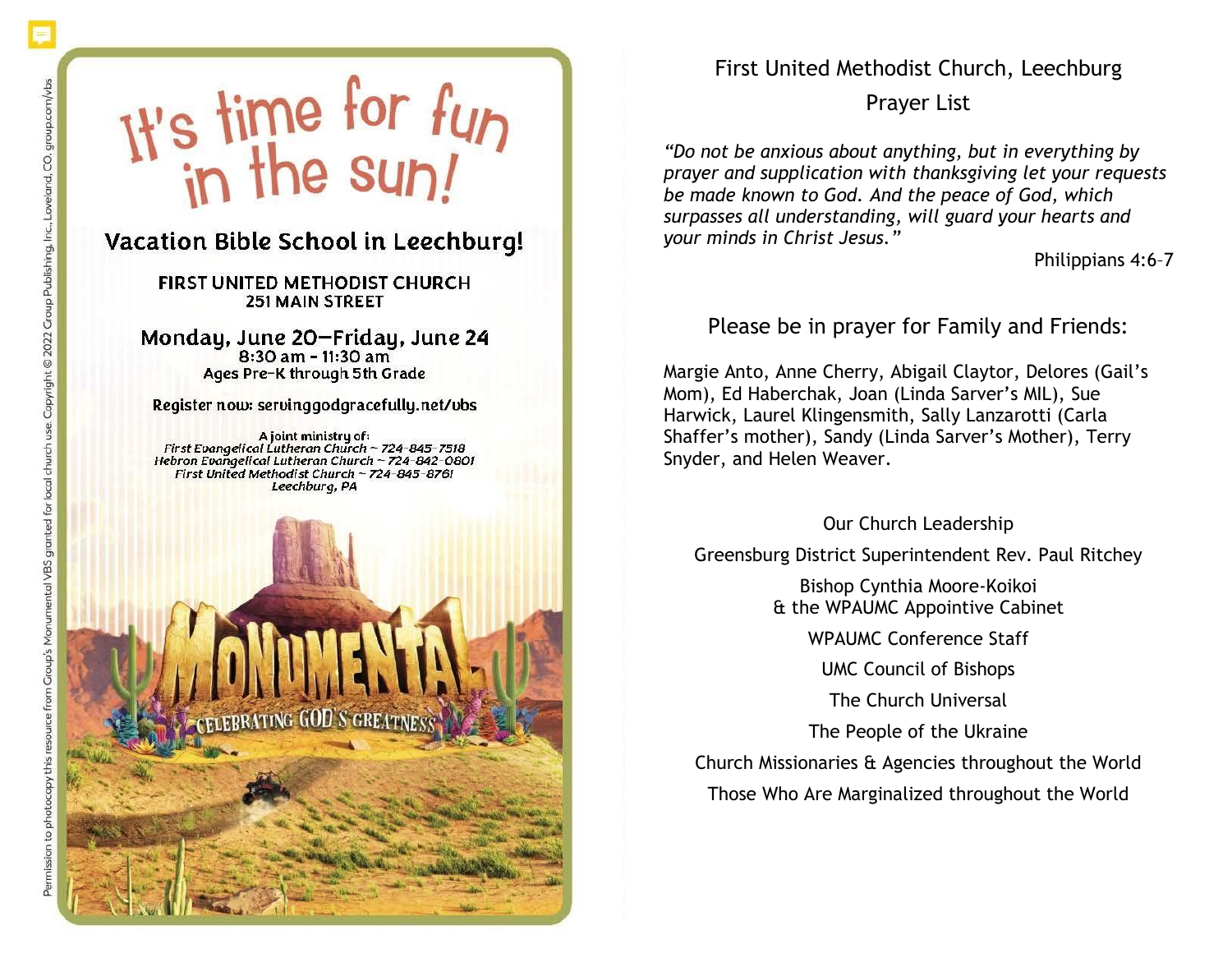Permission to photocopy this resource from Group's Monumental VBS granted for local church use. Copyright © 2022 Group Publishing, Inc., Loveland, CO. group.com/vbs

# It's time for fun in the sun!

## Vacation Bible School in Leechburg!

**FIRST UNITED METHODIST CHURCH**
**251 MAIN STREET**

**Monday, June 20–Friday, June 24**
8:30 am - 11:30 am
Ages Pre-K through 5th Grade

Register now: servinggodgracefully.net/vbs

A joint ministry of:
*First Evangelical Lutheran Church ~ 724-845-7518*
*Hebron Evangelical Lutheran Church ~ 724-842-0801*
*First United Methodist Church ~ 724-845-8761*
*Leechburg, PA*

MONUMENTAL
CELEBRATING GOD'S GREATNESS

## First United Methodist Church, Leechburg
## Prayer List

*"Do not be anxious about anything, but in everything by prayer and supplication with thanksgiving let your requests be made known to God. And the peace of God, which surpasses all understanding, will guard your hearts and your minds in Christ Jesus."*

Philippians 4:6–7

### Please be in prayer for Family and Friends:

Margie Anto, Anne Cherry, Abigail Claytor, Delores (Gail's Mom), Ed Haberchak, Joan (Linda Sarver's MIL), Sue Harwick, Laurel Klingensmith, Sally Lanzarotti (Carla Shaffer's mother), Sandy (Linda Sarver's Mother), Terry Snyder, and Helen Weaver.

### Our Church Leadership

Greensburg District Superintendent Rev. Paul Ritchey

Bishop Cynthia Moore-Koikoi
& the WPAUMC Appointive Cabinet

WPAUMC Conference Staff

UMC Council of Bishops

The Church Universal

The People of the Ukraine

Church Missionaries & Agencies throughout the World

Those Who Are Marginalized throughout the World